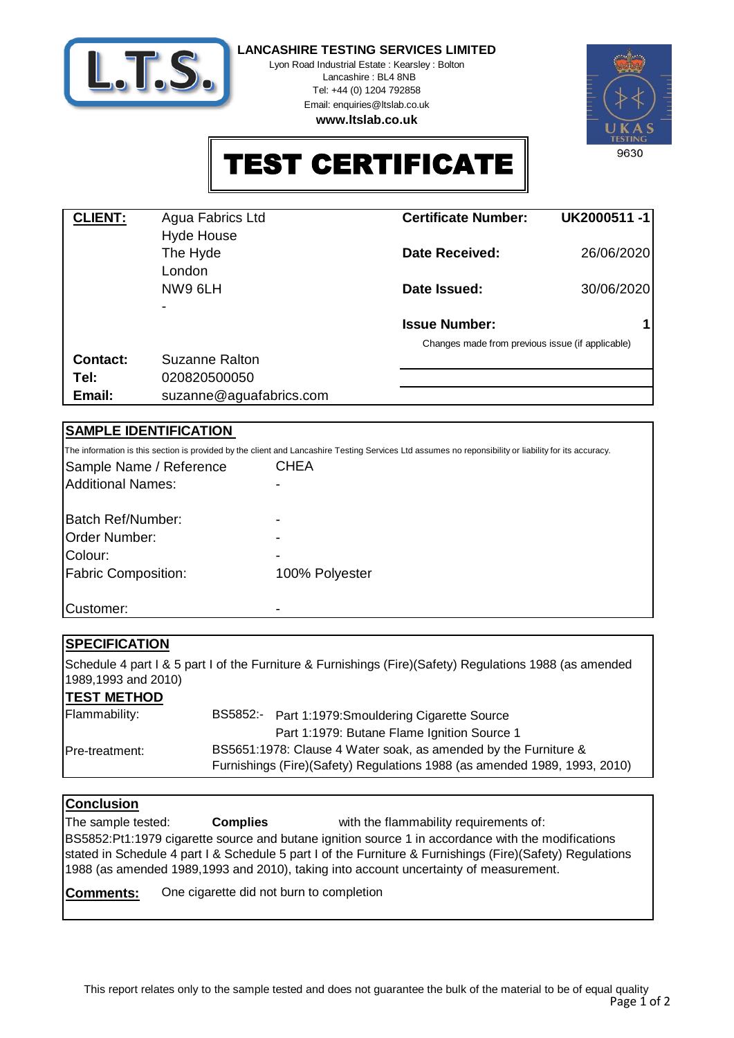**LANCASHIRE TESTING SERVICES LIMITED**

Lyon Road Industrial Estate : Kearsley : Bolton
Lancashire : BL4 8NB
Tel: +44 (0) 1204 792858
Email: enquiries@ltslab.co.uk
**www.ltslab.co.uk**

UKAS TESTING 9630

# TEST CERTIFICATE

| **CLIENT:** | Agua Fabrics Ltd<br>Hyde House<br>The Hyde<br>London<br>NW9 6LH<br>- | **Certificate Number:** | **UK2000511 -1** |
|---|---|---|---|
| | | **Date Received:** | 26/06/2020 |
| | | **Date Issued:** | 30/06/2020 |
| | | **Issue Number:** | **1** |
| | | Changes made from previous issue (if applicable) | |
| **Contact:** | Suzanne Ralton | | |
| **Tel:** | 020820500050 | | |
| **Email:** | suzanne@aguafabrics.com | | |

## SAMPLE IDENTIFICATION

The information is this section is provided by the client and Lancashire Testing Services Ltd assumes no reponisibility or liability for its accuracy.

| | |
|---|---|
| Sample Name / Reference | CHEA |
| Additional Names: | - |
| Batch Ref/Number: | - |
| Order Number: | - |
| Colour: | - |
| Fabric Composition: | 100% Polyester |
| Customer: | - |

## SPECIFICATION

Schedule 4 part I & 5 part I of the Furniture & Furnishings (Fire)(Safety) Regulations 1988 (as amended 1989,1993 and 2010)

## TEST METHOD

| | |
|---|---|
| Flammability: | BS5852:- Part 1:1979:Smouldering Cigarette Source<br>Part 1:1979: Butane Flame Ignition Source 1 |
| Pre-treatment: | BS5651:1978: Clause 4 Water soak, as amended by the Furniture & Furnishings (Fire)(Safety) Regulations 1988 (as amended 1989, 1993, 2010) |

## Conclusion

The sample tested: **Complies** with the flammability requirements of:
BS5852:Pt1:1979 cigarette source and butane ignition source 1 in accordance with the modifications stated in Schedule 4 part I & Schedule 5 part I of the Furniture & Furnishings (Fire)(Safety) Regulations 1988 (as amended 1989,1993 and 2010), taking into account uncertainty of measurement.

**Comments:** One cigarette did not burn to completion

This report relates only to the sample tested and does not guarantee the bulk of the material to be of equal quality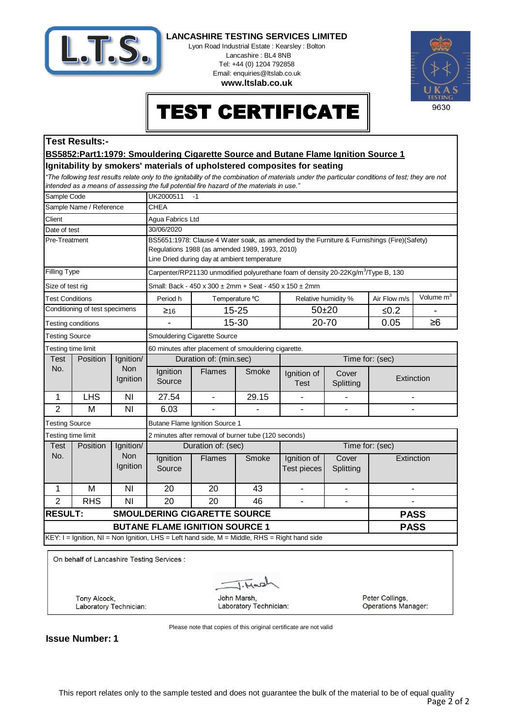**LANCASHIRE TESTING SERVICES LIMITED**
Lyon Road Industrial Estate : Kearsley : Bolton
Lancashire : BL4 8NB
Tel: +44 (0) 1204 792858
Email: enquiries@ltslab.co.uk
**www.ltslab.co.uk**

UKAS TESTING 9630

# TEST CERTIFICATE

**Test Results:-**

**BS5852:Part1:1979: Smouldering Cigarette Source and Butane Flame Ignition Source 1**

**Ignitability by smokers' materials of upholstered composites for seating**

*"The following test results relate only to the ignitability of the combination of materials under the particular conditions of test; they are not intended as a means of assessing the full potential fire hazard of the materials in use."*

| | |
|---|---|
| Sample Code | UK2000511 -1 |
| Sample Name / Reference | CHEA |
| Client | Agua Fabrics Ltd |
| Date of test | 30/06/2020 |
| Pre-Treatment | BS5651:1978: Clause 4 Water soak, as amended by the Furniture & Furnishings (Fire)(Safety) Regulations 1988 (as amended 1989, 1993, 2010) Line Dried during day at ambient temperature |
| Filling Type | Carpenter/RP21130 unmodified polyurethane foam of density 20-22Kg/m$^3$/Type B, 130 |
| Size of test rig | Small: Back - 450 x 300 ± 2mm + Seat - 450 x 150 ± 2mm |

| Test Conditions | Period h | Temperature ºC | Relative humidity % | Air Flow m/s | Volume m$^3$ |
|---|---|---|---|---|---|
| Conditioning of test specimens | ≥16 | 15-25 | 50±20 | ≤0.2 | - |
| Testing conditions | - | 15-30 | 20-70 | 0.05 | ≥6 |

Testing Source: Smouldering Cigarette Source
Testing time limit: 60 minutes after placement of smouldering cigarette.

| Test No. | Position | Ignition/ Non Ignition | Duration of: (min.sec) Ignition Source | Flames | Smoke | Time for: (sec) Ignition of Test | Cover Splitting | Extinction |
|---|---|---|---|---|---|---|---|---|
| 1 | LHS | NI | 27.54 | - | 29.15 | - | - | - |
| 2 | M | NI | 6.03 | - | - | - | - | - |

Testing Source: Butane Flame Ignition Source 1
Testing time limit: 2 minutes after removal of burner tube (120 seconds)

| Test No. | Position | Ignition/ Non Ignition | Duration of: (sec) Ignition Source | Flames | Smoke | Time for: (sec) Ignition of Test pieces | Cover Splitting | Extinction |
|---|---|---|---|---|---|---|---|---|
| 1 | M | NI | 20 | 20 | 43 | - | - | - |
| 2 | RHS | NI | 20 | 20 | 46 | - | - | - |

| RESULT: | |
|---|---|
| **SMOULDERING CIGARETTE SOURCE** | **PASS** |
| **BUTANE FLAME IGNITION SOURCE 1** | **PASS** |

KEY: I = Ignition, NI = Non Ignition, LHS = Left hand side, M = Middle, RHS = Right hand side

On behalf of Lancashire Testing Services :

Tony Alcock, Laboratory Technician:

John Marsh, Laboratory Technician:

Peter Collings, Operations Manager:

Please note that copies of this original certificate are not valid

**Issue Number: 1**

This report relates only to the sample tested and does not guarantee the bulk of the material to be of equal quality